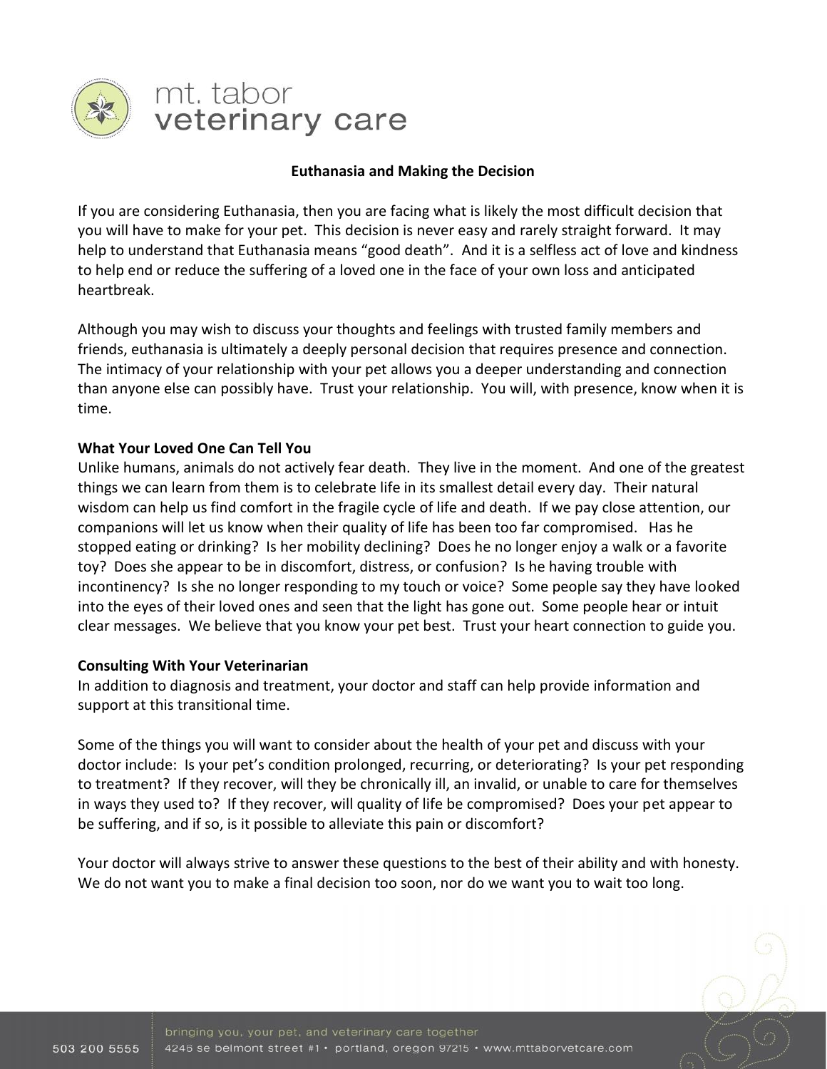mt. tabor
veterinary care

# Euthanasia and Making the Decision

If you are considering Euthanasia, then you are facing what is likely the most difficult decision that you will have to make for your pet. This decision is never easy and rarely straight forward. It may help to understand that Euthanasia means "good death". And it is a selfless act of love and kindness to help end or reduce the suffering of a loved one in the face of your own loss and anticipated heartbreak.

Although you may wish to discuss your thoughts and feelings with trusted family members and friends, euthanasia is ultimately a deeply personal decision that requires presence and connection. The intimacy of your relationship with your pet allows you a deeper understanding and connection than anyone else can possibly have. Trust your relationship. You will, with presence, know when it is time.

## What Your Loved One Can Tell You

Unlike humans, animals do not actively fear death. They live in the moment. And one of the greatest things we can learn from them is to celebrate life in its smallest detail every day. Their natural wisdom can help us find comfort in the fragile cycle of life and death. If we pay close attention, our companions will let us know when their quality of life has been too far compromised. Has he stopped eating or drinking? Is her mobility declining? Does he no longer enjoy a walk or a favorite toy? Does she appear to be in discomfort, distress, or confusion? Is he having trouble with incontinency? Is she no longer responding to my touch or voice? Some people say they have looked into the eyes of their loved ones and seen that the light has gone out. Some people hear or intuit clear messages. We believe that you know your pet best. Trust your heart connection to guide you.

## Consulting With Your Veterinarian

In addition to diagnosis and treatment, your doctor and staff can help provide information and support at this transitional time.

Some of the things you will want to consider about the health of your pet and discuss with your doctor include: Is your pet's condition prolonged, recurring, or deteriorating? Is your pet responding to treatment? If they recover, will they be chronically ill, an invalid, or unable to care for themselves in ways they used to? If they recover, will quality of life be compromised? Does your pet appear to be suffering, and if so, is it possible to alleviate this pain or discomfort?

Your doctor will always strive to answer these questions to the best of their ability and with honesty. We do not want you to make a final decision too soon, nor do we want you to wait too long.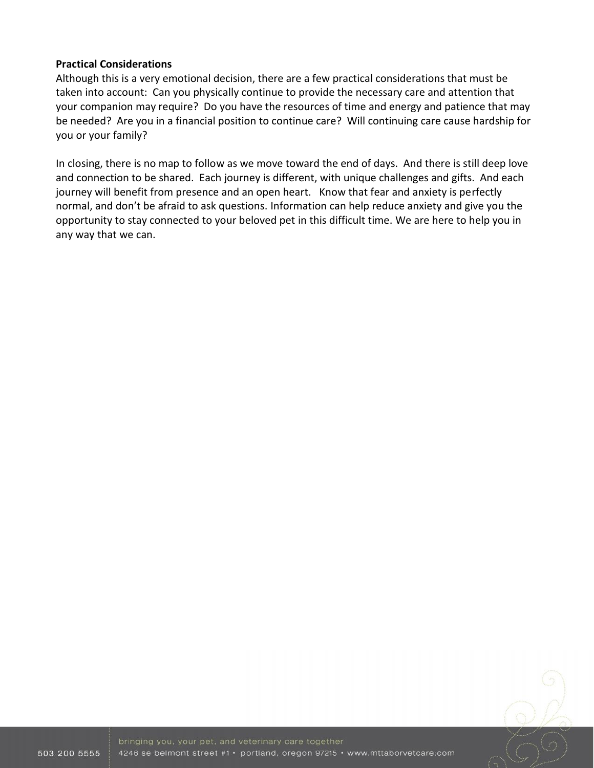**Practical Considerations**

Although this is a very emotional decision, there are a few practical considerations that must be taken into account: Can you physically continue to provide the necessary care and attention that your companion may require? Do you have the resources of time and energy and patience that may be needed? Are you in a financial position to continue care? Will continuing care cause hardship for you or your family?

In closing, there is no map to follow as we move toward the end of days. And there is still deep love and connection to be shared. Each journey is different, with unique challenges and gifts. And each journey will benefit from presence and an open heart. Know that fear and anxiety is perfectly normal, and don't be afraid to ask questions. Information can help reduce anxiety and give you the opportunity to stay connected to your beloved pet in this difficult time. We are here to help you in any way that we can.